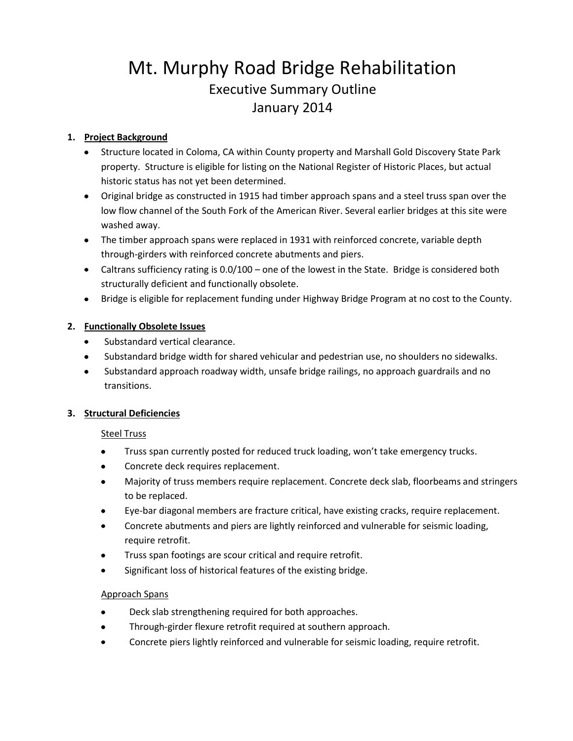# Mt. Murphy Road Bridge Rehabilitation

## Executive Summary Outline

## January 2014

1. **Project Background**
   - Structure located in Coloma, CA within County property and Marshall Gold Discovery State Park property. Structure is eligible for listing on the National Register of Historic Places, but actual historic status has not yet been determined.
   - Original bridge as constructed in 1915 had timber approach spans and a steel truss span over the low flow channel of the South Fork of the American River. Several earlier bridges at this site were washed away.
   - The timber approach spans were replaced in 1931 with reinforced concrete, variable depth through-girders with reinforced concrete abutments and piers.
   - Caltrans sufficiency rating is 0.0/100 – one of the lowest in the State. Bridge is considered both structurally deficient and functionally obsolete.
   - Bridge is eligible for replacement funding under Highway Bridge Program at no cost to the County.

2. **Functionally Obsolete Issues**
   - Substandard vertical clearance.
   - Substandard bridge width for shared vehicular and pedestrian use, no shoulders no sidewalks.
   - Substandard approach roadway width, unsafe bridge railings, no approach guardrails and no transitions.

3. **Structural Deficiencies**

   Steel Truss

   - Truss span currently posted for reduced truck loading, won't take emergency trucks.
   - Concrete deck requires replacement.
   - Majority of truss members require replacement. Concrete deck slab, floorbeams and stringers to be replaced.
   - Eye-bar diagonal members are fracture critical, have existing cracks, require replacement.
   - Concrete abutments and piers are lightly reinforced and vulnerable for seismic loading, require retrofit.
   - Truss span footings are scour critical and require retrofit.
   - Significant loss of historical features of the existing bridge.

   Approach Spans

   - Deck slab strengthening required for both approaches.
   - Through-girder flexure retrofit required at southern approach.
   - Concrete piers lightly reinforced and vulnerable for seismic loading, require retrofit.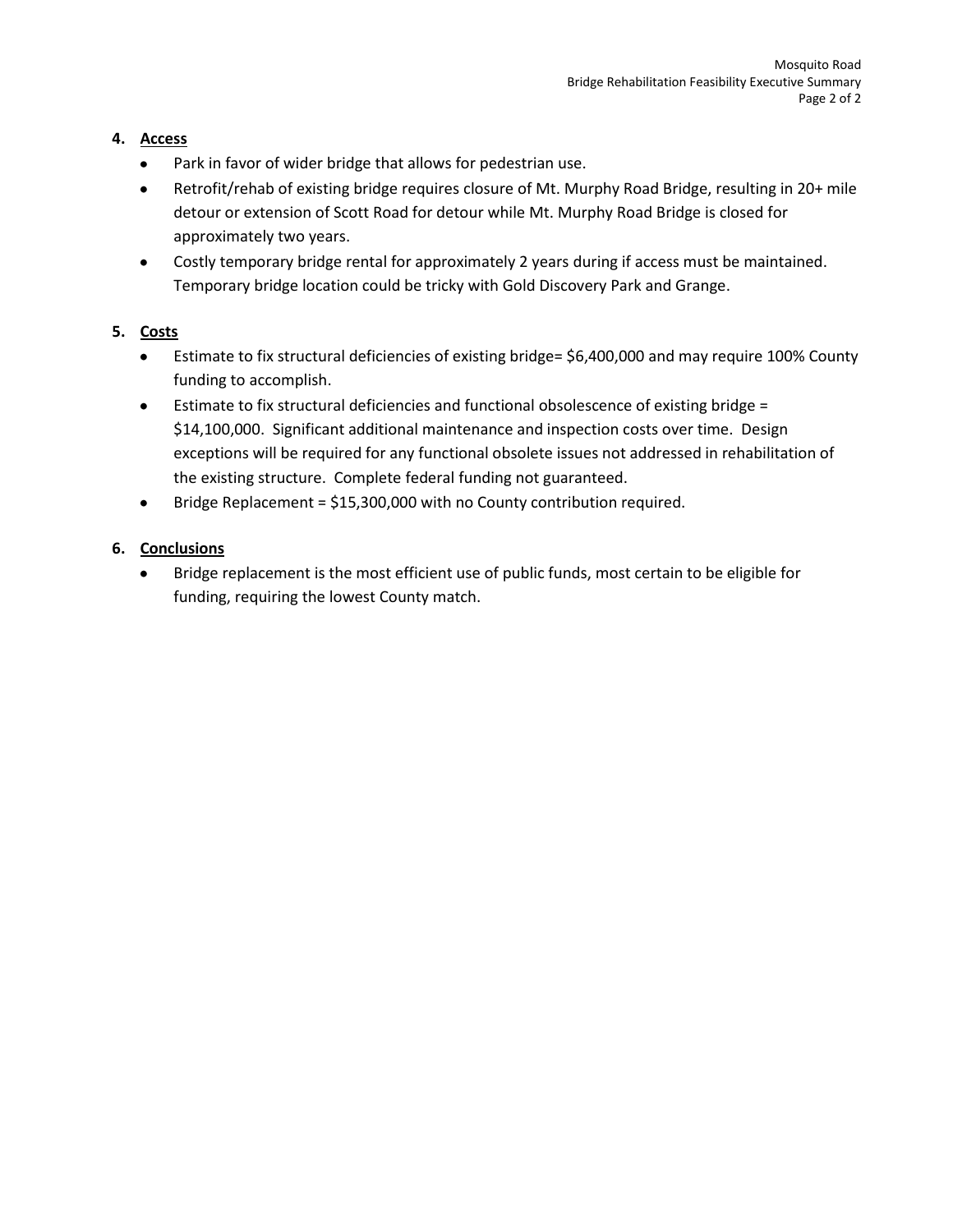4. **Access**
   - Park in favor of wider bridge that allows for pedestrian use.
   - Retrofit/rehab of existing bridge requires closure of Mt. Murphy Road Bridge, resulting in 20+ mile detour or extension of Scott Road for detour while Mt. Murphy Road Bridge is closed for approximately two years.
   - Costly temporary bridge rental for approximately 2 years during if access must be maintained. Temporary bridge location could be tricky with Gold Discovery Park and Grange.

5. **Costs**
   - Estimate to fix structural deficiencies of existing bridge= $6,400,000 and may require 100% County funding to accomplish.
   - Estimate to fix structural deficiencies and functional obsolescence of existing bridge = $14,100,000. Significant additional maintenance and inspection costs over time. Design exceptions will be required for any functional obsolete issues not addressed in rehabilitation of the existing structure. Complete federal funding not guaranteed.
   - Bridge Replacement = $15,300,000 with no County contribution required.

6. **Conclusions**
   - Bridge replacement is the most efficient use of public funds, most certain to be eligible for funding, requiring the lowest County match.